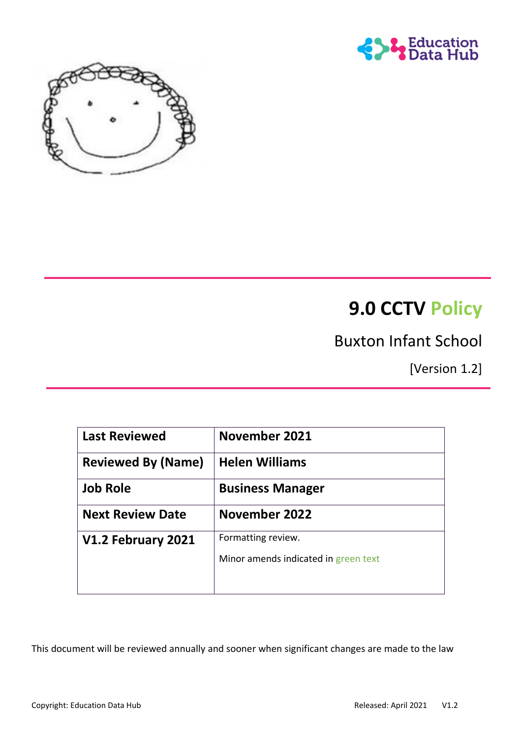# 9.0 CCTV Policy

Buxton Infant School

[Version 1.2]

| Last Reviewed | November 2021 |
| --- | --- |
| Reviewed By (Name) | Helen Williams |
| Job Role | Business Manager |
| Next Review Date | November 2022 |
| V1.2 February 2021 | Formatting review.<br><br>Minor amends indicated in green text |

This document will be reviewed annually and sooner when significant changes are made to the law

Copyright: Education Data Hub Released: April 2021 V1.2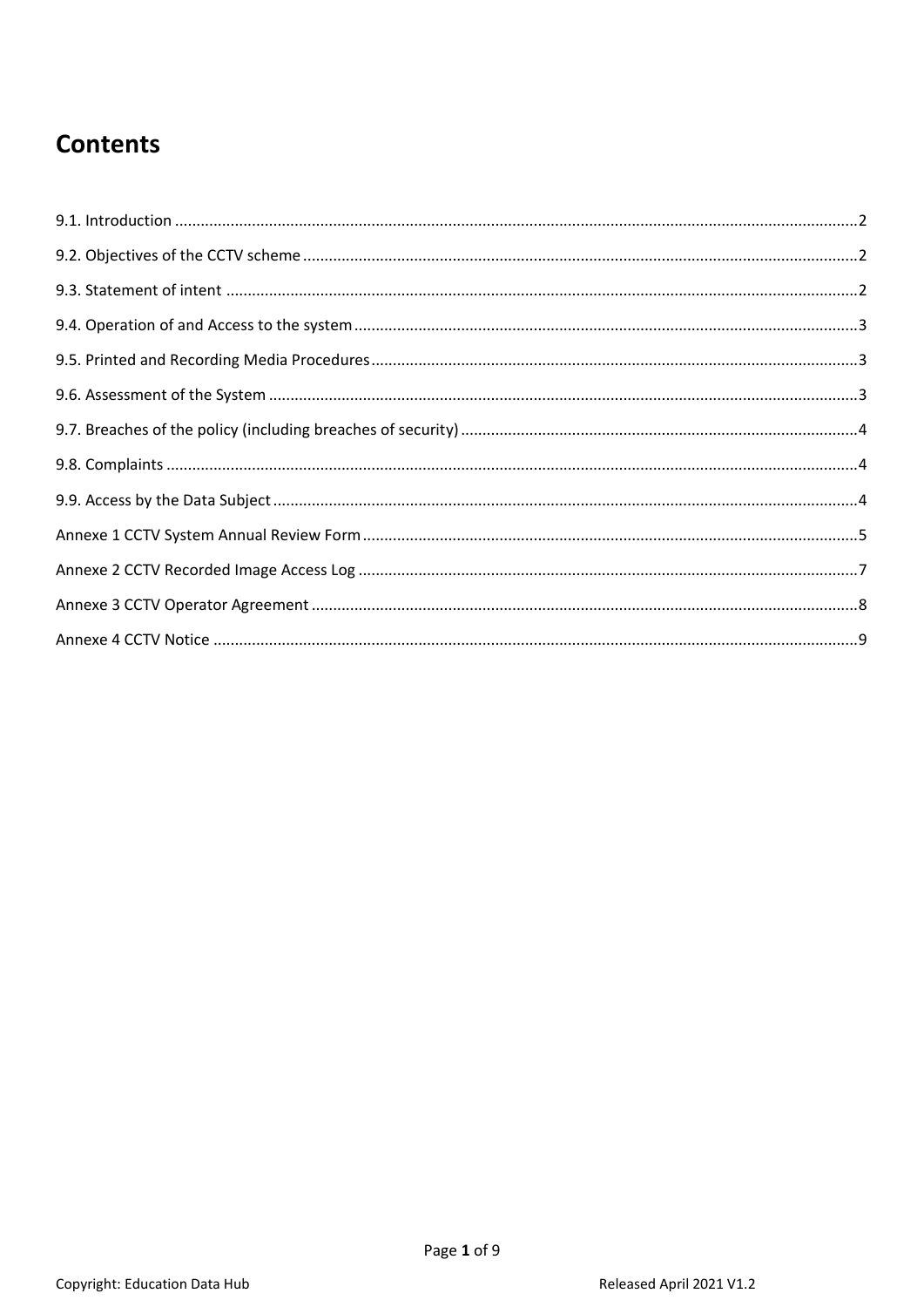# Contents

9.1. Introduction ....................................................................................................................................................2

9.2. Objectives of the CCTV scheme ...................................................................................................................2

9.3. Statement of intent ........................................................................................................................................2

9.4. Operation of and Access to the system ........................................................................................................3

9.5. Printed and Recording Media Procedures ....................................................................................................3

9.6. Assessment of the System ............................................................................................................................3

9.7. Breaches of the policy (including breaches of security) ................................................................................4

9.8. Complaints ....................................................................................................................................................4

9.9. Access by the Data Subject ...........................................................................................................................4

Annexe 1 CCTV System Annual Review Form .....................................................................................................5

Annexe 2 CCTV Recorded Image Access Log ......................................................................................................7

Annexe 3 CCTV Operator Agreement .................................................................................................................8

Annexe 4 CCTV Notice .........................................................................................................................................9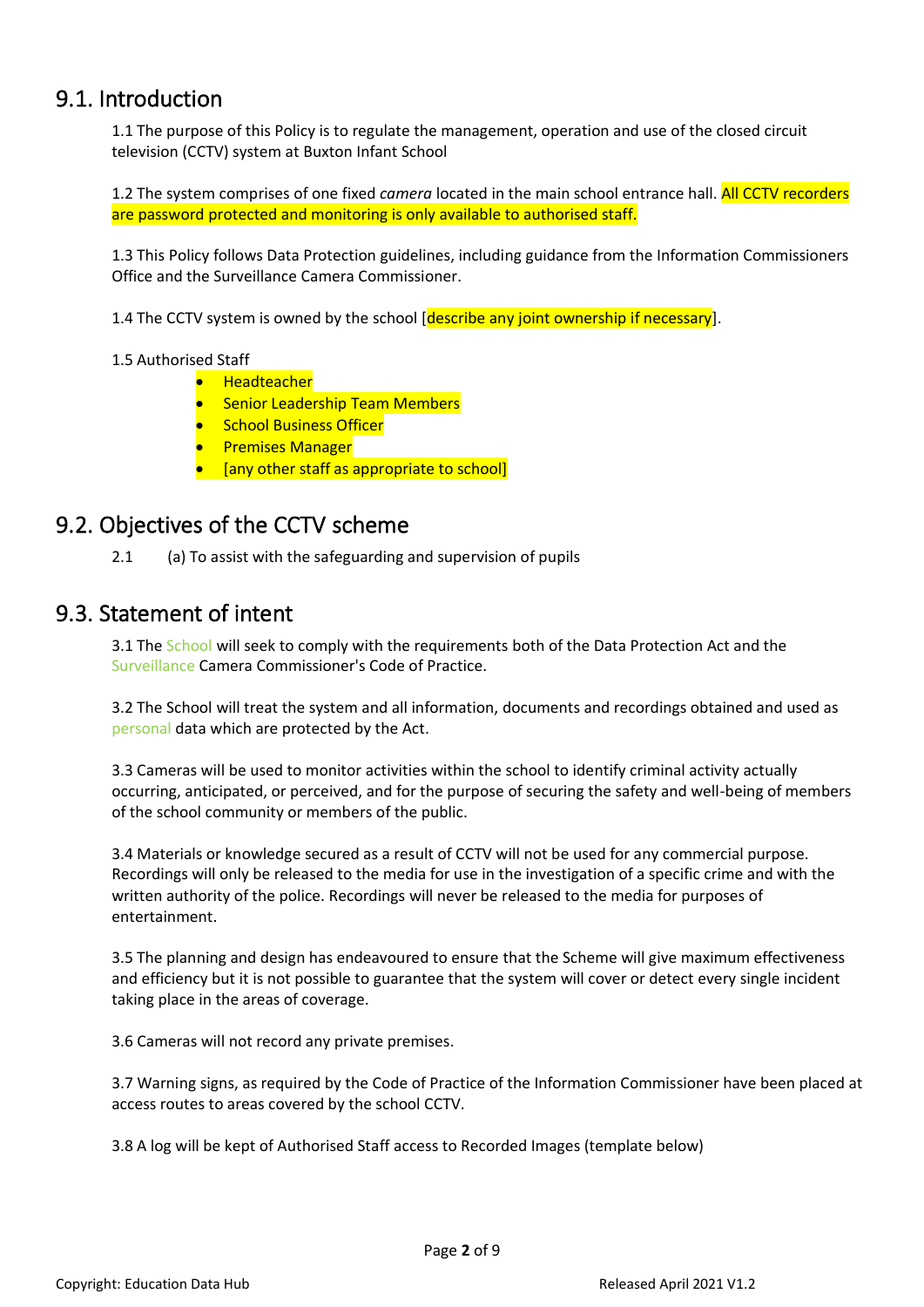## 9.1. Introduction

1.1 The purpose of this Policy is to regulate the management, operation and use of the closed circuit television (CCTV) system at Buxton Infant School

1.2 The system comprises of one fixed *camera* located in the main school entrance hall. All CCTV recorders are password protected and monitoring is only available to authorised staff.

1.3 This Policy follows Data Protection guidelines, including guidance from the Information Commissioners Office and the Surveillance Camera Commissioner.

1.4 The CCTV system is owned by the school [describe any joint ownership if necessary].

1.5 Authorised Staff

- Headteacher
- Senior Leadership Team Members
- School Business Officer
- Premises Manager
- [any other staff as appropriate to school]

## 9.2. Objectives of the CCTV scheme

2.1 (a) To assist with the safeguarding and supervision of pupils

## 9.3. Statement of intent

3.1 The School will seek to comply with the requirements both of the Data Protection Act and the Surveillance Camera Commissioner's Code of Practice.

3.2 The School will treat the system and all information, documents and recordings obtained and used as personal data which are protected by the Act.

3.3 Cameras will be used to monitor activities within the school to identify criminal activity actually occurring, anticipated, or perceived, and for the purpose of securing the safety and well-being of members of the school community or members of the public.

3.4 Materials or knowledge secured as a result of CCTV will not be used for any commercial purpose. Recordings will only be released to the media for use in the investigation of a specific crime and with the written authority of the police. Recordings will never be released to the media for purposes of entertainment.

3.5 The planning and design has endeavoured to ensure that the Scheme will give maximum effectiveness and efficiency but it is not possible to guarantee that the system will cover or detect every single incident taking place in the areas of coverage.

3.6 Cameras will not record any private premises.

3.7 Warning signs, as required by the Code of Practice of the Information Commissioner have been placed at access routes to areas covered by the school CCTV.

3.8 A log will be kept of Authorised Staff access to Recorded Images (template below)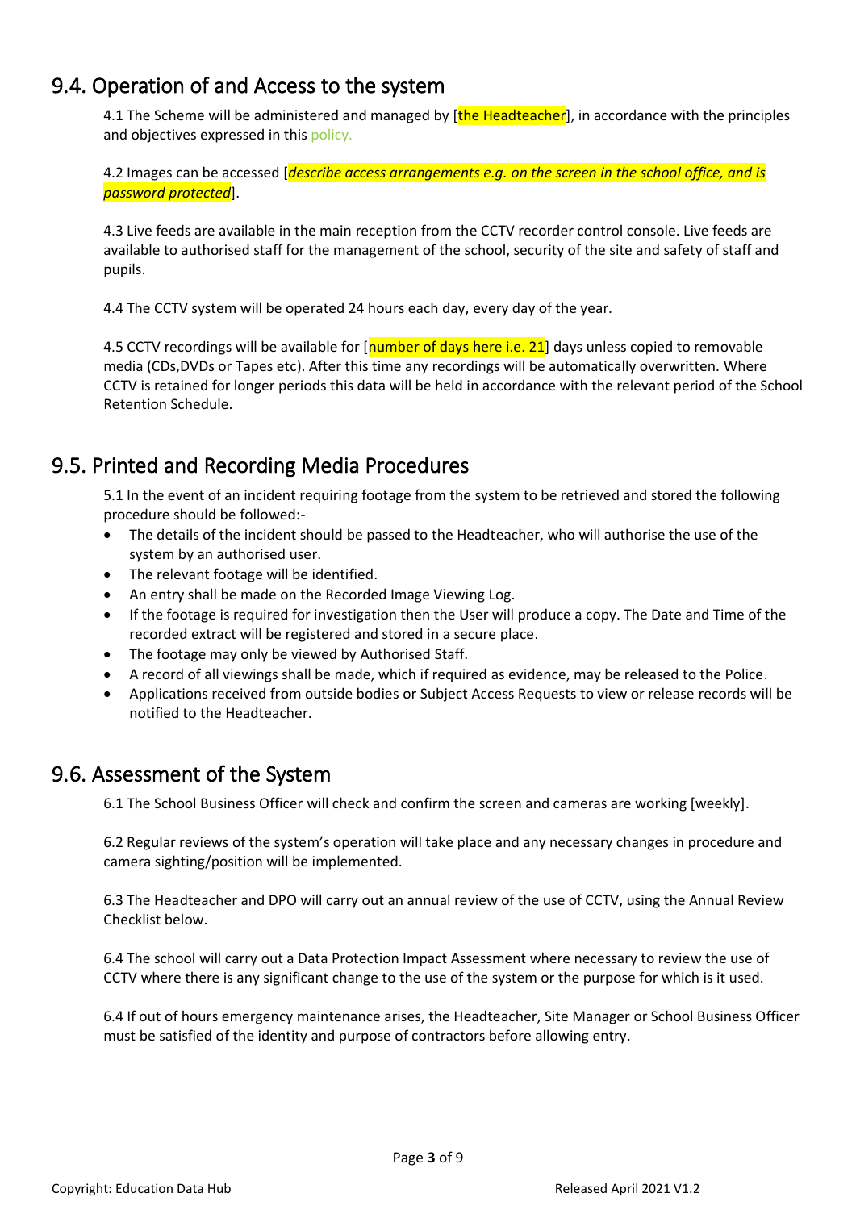## 9.4. Operation of and Access to the system

4.1 The Scheme will be administered and managed by [the Headteacher], in accordance with the principles and objectives expressed in this policy.

4.2 Images can be accessed [*describe access arrangements e.g. on the screen in the school office, and is password protected*].

4.3 Live feeds are available in the main reception from the CCTV recorder control console. Live feeds are available to authorised staff for the management of the school, security of the site and safety of staff and pupils.

4.4 The CCTV system will be operated 24 hours each day, every day of the year.

4.5 CCTV recordings will be available for [number of days here i.e. 21] days unless copied to removable media (CDs,DVDs or Tapes etc). After this time any recordings will be automatically overwritten. Where CCTV is retained for longer periods this data will be held in accordance with the relevant period of the School Retention Schedule.

## 9.5. Printed and Recording Media Procedures

5.1 In the event of an incident requiring footage from the system to be retrieved and stored the following procedure should be followed:-

- The details of the incident should be passed to the Headteacher, who will authorise the use of the system by an authorised user.
- The relevant footage will be identified.
- An entry shall be made on the Recorded Image Viewing Log.
- If the footage is required for investigation then the User will produce a copy. The Date and Time of the recorded extract will be registered and stored in a secure place.
- The footage may only be viewed by Authorised Staff.
- A record of all viewings shall be made, which if required as evidence, may be released to the Police.
- Applications received from outside bodies or Subject Access Requests to view or release records will be notified to the Headteacher.

## 9.6. Assessment of the System

6.1 The School Business Officer will check and confirm the screen and cameras are working [weekly].

6.2 Regular reviews of the system's operation will take place and any necessary changes in procedure and camera sighting/position will be implemented.

6.3 The Headteacher and DPO will carry out an annual review of the use of CCTV, using the Annual Review Checklist below.

6.4 The school will carry out a Data Protection Impact Assessment where necessary to review the use of CCTV where there is any significant change to the use of the system or the purpose for which is it used.

6.4 If out of hours emergency maintenance arises, the Headteacher, Site Manager or School Business Officer must be satisfied of the identity and purpose of contractors before allowing entry.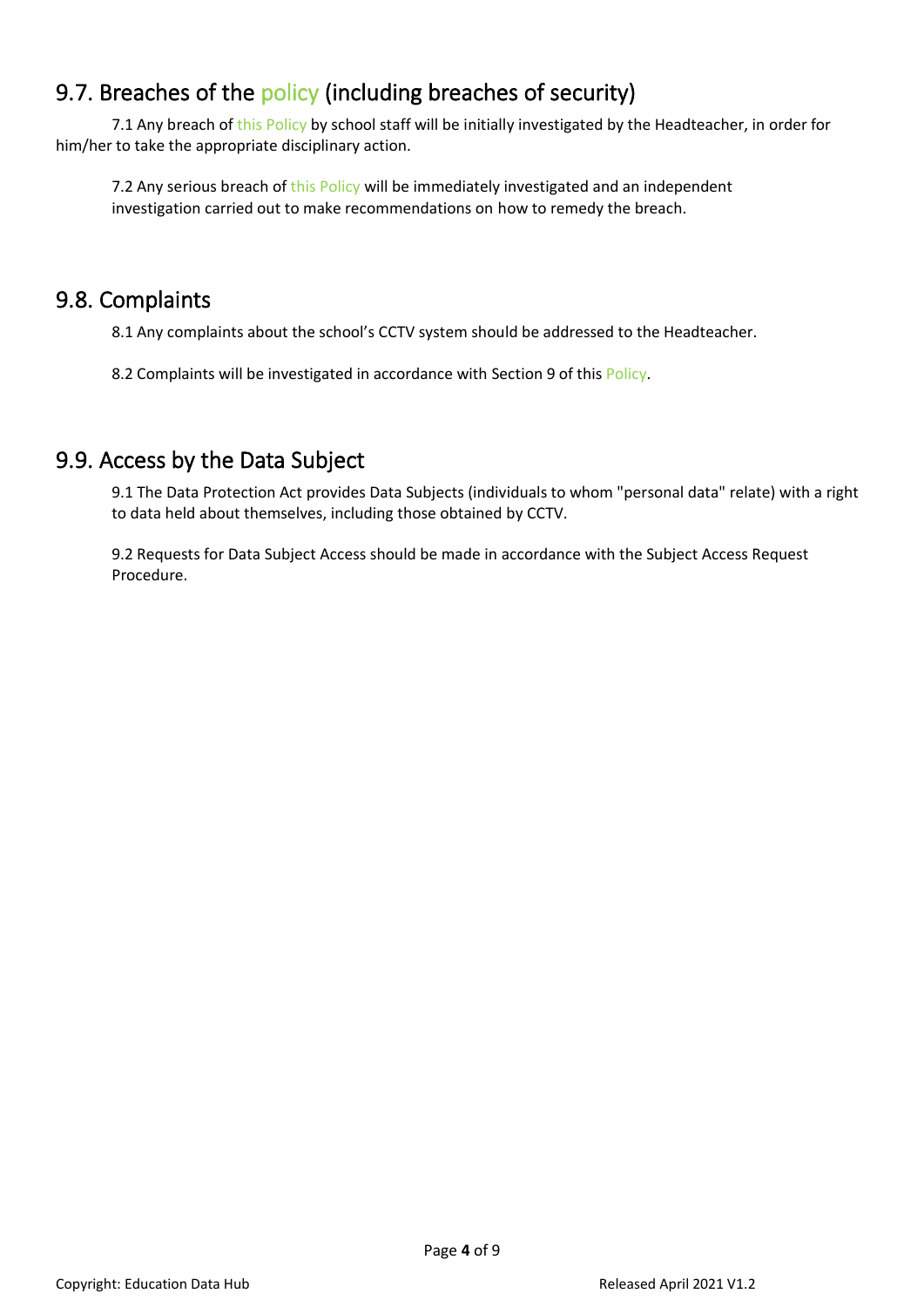## 9.7. Breaches of the policy (including breaches of security)

7.1 Any breach of this Policy by school staff will be initially investigated by the Headteacher, in order for him/her to take the appropriate disciplinary action.

7.2 Any serious breach of this Policy will be immediately investigated and an independent investigation carried out to make recommendations on how to remedy the breach.

## 9.8. Complaints

8.1 Any complaints about the school's CCTV system should be addressed to the Headteacher.

8.2 Complaints will be investigated in accordance with Section 9 of this Policy.

## 9.9. Access by the Data Subject

9.1 The Data Protection Act provides Data Subjects (individuals to whom "personal data" relate) with a right to data held about themselves, including those obtained by CCTV.

9.2 Requests for Data Subject Access should be made in accordance with the Subject Access Request Procedure.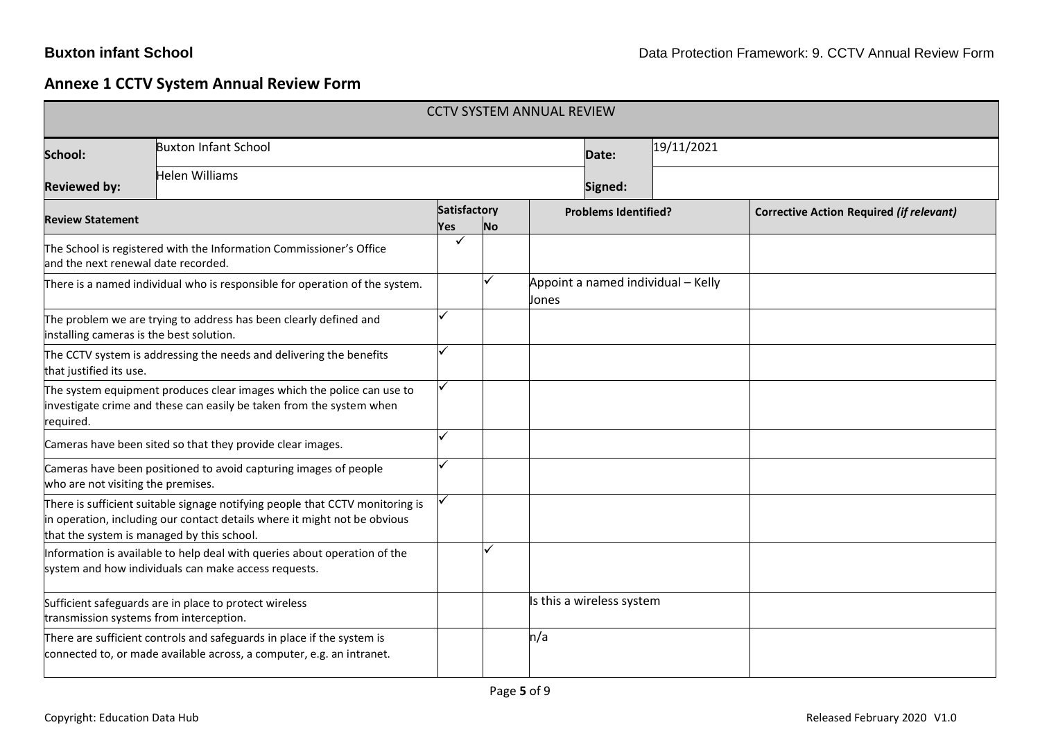## Annexe 1 CCTV System Annual Review Form

| CCTV SYSTEM ANNUAL REVIEW | | | | |
|---|---|---|---|---|
| **School:** | Buxton Infant School | | **Date:** | 19/11/2021 |
| **Reviewed by:** | Helen Williams | | **Signed:** | |

| **Review Statement** | **Satisfactory** | | **Problems Identified?** | **Corrective Action Required *(if relevant)*** |
|---|---|---|---|---|
| | **Yes** | **No** | | |
| The School is registered with the Information Commissioner's Office and the next renewal date recorded. | ✓ | | | |
| There is a named individual who is responsible for operation of the system. | | ✓ | Appoint a named individual – Kelly Jones | |
| The problem we are trying to address has been clearly defined and installing cameras is the best solution. | ✓ | | | |
| The CCTV system is addressing the needs and delivering the benefits that justified its use. | ✓ | | | |
| The system equipment produces clear images which the police can use to investigate crime and these can easily be taken from the system when required. | ✓ | | | |
| Cameras have been sited so that they provide clear images. | ✓ | | | |
| Cameras have been positioned to avoid capturing images of people who are not visiting the premises. | ✓ | | | |
| There is sufficient suitable signage notifying people that CCTV monitoring is in operation, including our contact details where it might not be obvious that the system is managed by this school. | ✓ | | | |
| Information is available to help deal with queries about operation of the system and how individuals can make access requests. | | ✓ | | |
| Sufficient safeguards are in place to protect wireless transmission systems from interception. | | | Is this a wireless system | |
| There are sufficient controls and safeguards in place if the system is connected to, or made available across, a computer, e.g. an intranet. | | | n/a | |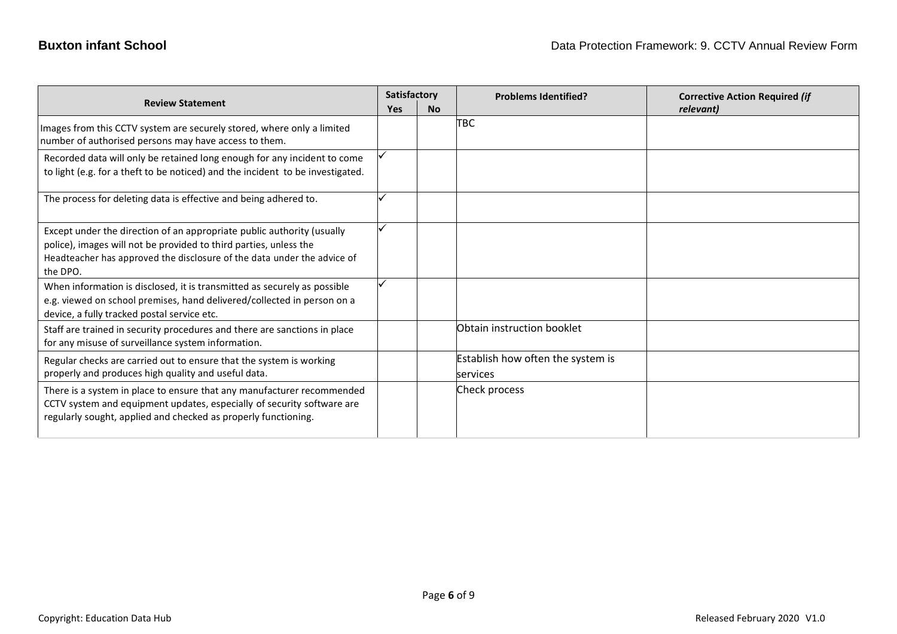| Review Statement | Satisfactory | | Problems Identified? | Corrective Action Required *(if relevant)* |
|---|---|---|---|---|
| | Yes | No | | |
| Images from this CCTV system are securely stored, where only a limited number of authorised persons may have access to them. | | | TBC | |
| Recorded data will only be retained long enough for any incident to come to light (e.g. for a theft to be noticed) and the incident to be investigated. | ✓ | | | |
| The process for deleting data is effective and being adhered to. | ✓ | | | |
| Except under the direction of an appropriate public authority (usually police), images will not be provided to third parties, unless the Headteacher has approved the disclosure of the data under the advice of the DPO. | ✓ | | | |
| When information is disclosed, it is transmitted as securely as possible e.g. viewed on school premises, hand delivered/collected in person on a device, a fully tracked postal service etc. | ✓ | | | |
| Staff are trained in security procedures and there are sanctions in place for any misuse of surveillance system information. | | | Obtain instruction booklet | |
| Regular checks are carried out to ensure that the system is working properly and produces high quality and useful data. | | | Establish how often the system is services | |
| There is a system in place to ensure that any manufacturer recommended CCTV system and equipment updates, especially of security software are regularly sought, applied and checked as properly functioning. | | | Check process | |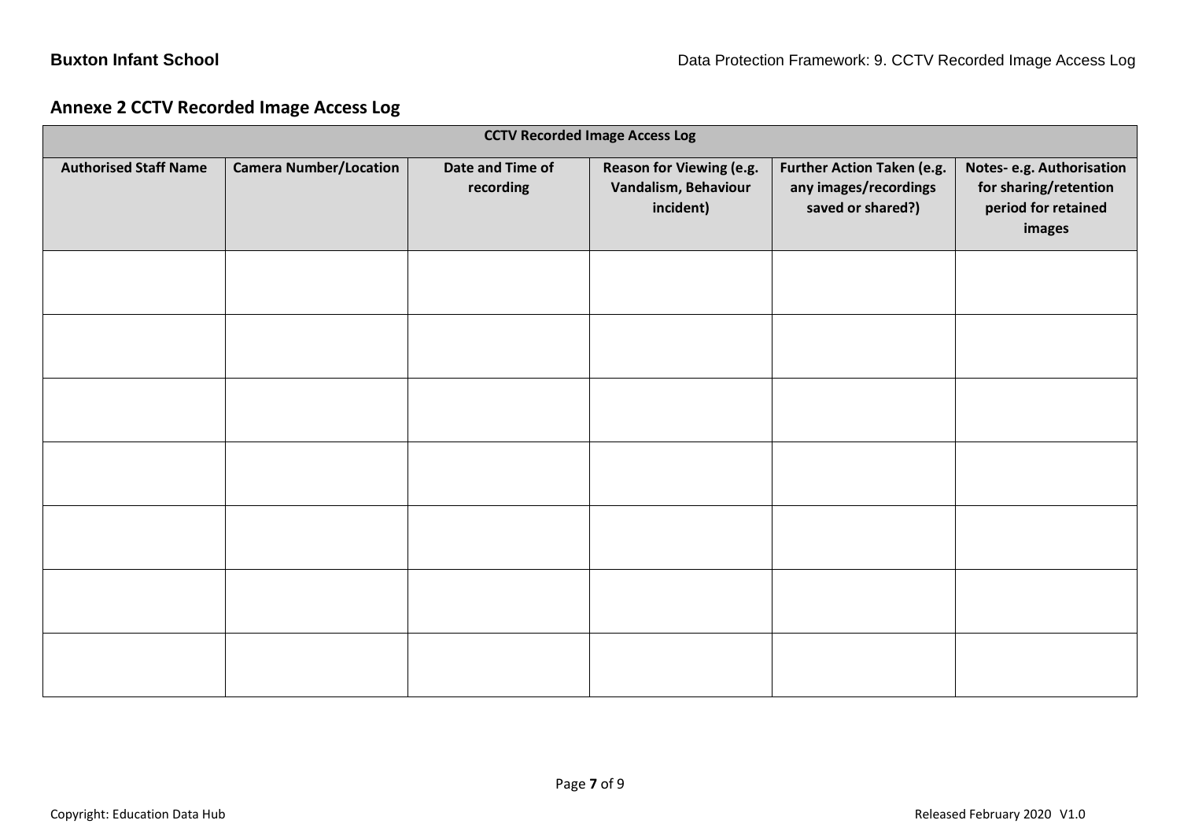## Annexe 2 CCTV Recorded Image Access Log

| CCTV Recorded Image Access Log | | | | | |
|---|---|---|---|---|---|
| **Authorised Staff Name** | **Camera Number/Location** | **Date and Time of recording** | **Reason for Viewing (e.g. Vandalism, Behaviour incident)** | **Further Action Taken (e.g. any images/recordings saved or shared?)** | **Notes- e.g. Authorisation for sharing/retention period for retained images** |
| | | | | | |
| | | | | | |
| | | | | | |
| | | | | | |
| | | | | | |
| | | | | | |
| | | | | | |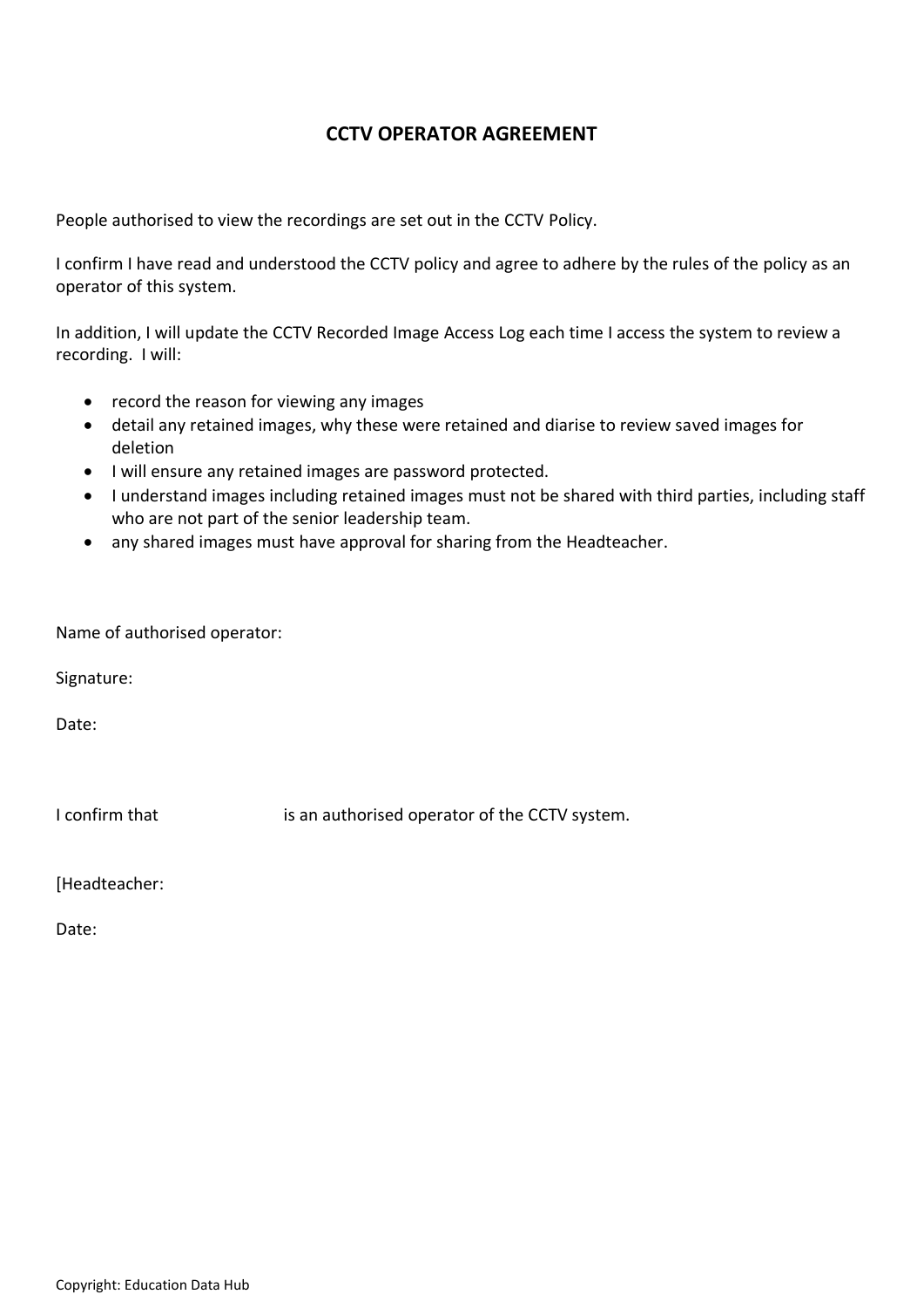# CCTV OPERATOR AGREEMENT

People authorised to view the recordings are set out in the CCTV Policy.

I confirm I have read and understood the CCTV policy and agree to adhere by the rules of the policy as an operator of this system.

In addition, I will update the CCTV Recorded Image Access Log each time I access the system to review a recording. I will:

- record the reason for viewing any images
- detail any retained images, why these were retained and diarise to review saved images for deletion
- I will ensure any retained images are password protected.
- I understand images including retained images must not be shared with third parties, including staff who are not part of the senior leadership team.
- any shared images must have approval for sharing from the Headteacher.

Name of authorised operator:

Signature:

Date:

I confirm that                          is an authorised operator of the CCTV system.

[Headteacher:

Date:

Copyright: Education Data Hub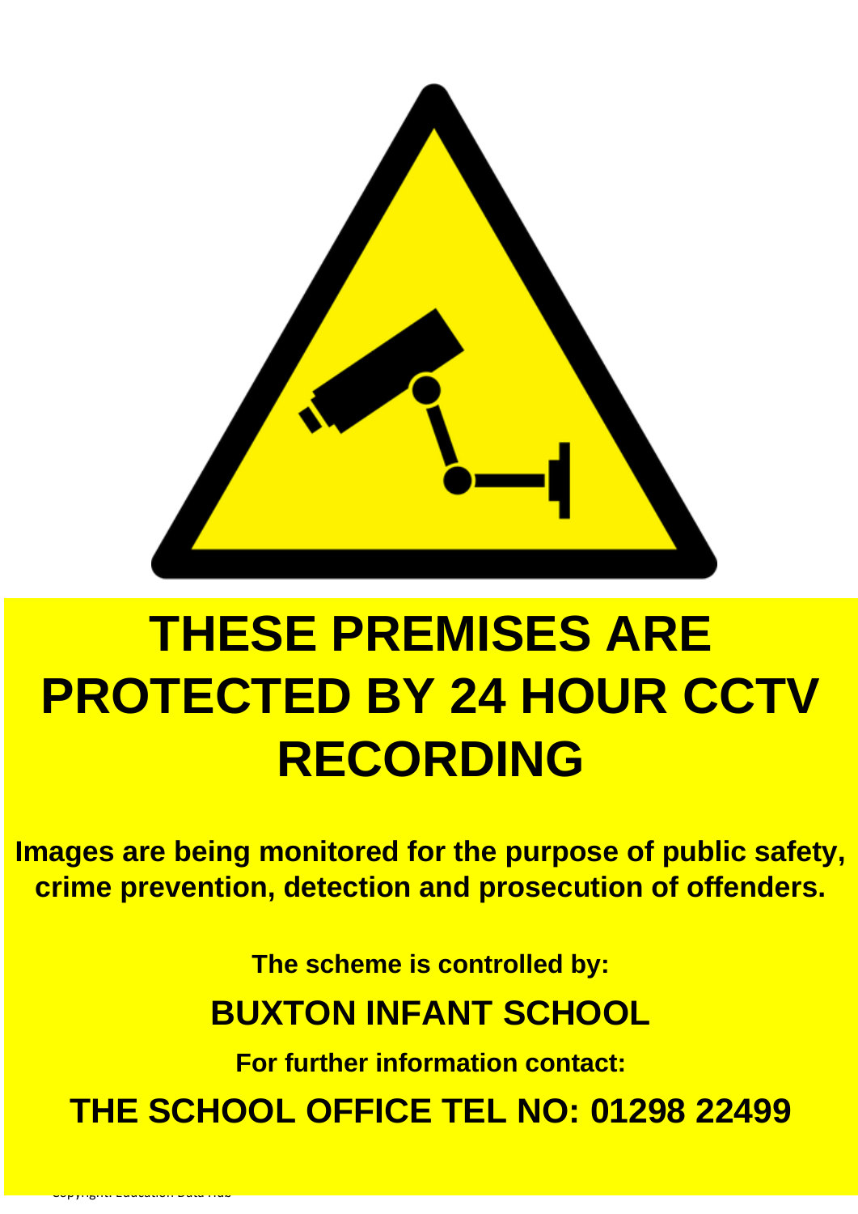# THESE PREMISES ARE PROTECTED BY 24 HOUR CCTV RECORDING

**Images are being monitored for the purpose of public safety, crime prevention, detection and prosecution of offenders.**

**The scheme is controlled by:**

## BUXTON INFANT SCHOOL

**For further information contact:**

## THE SCHOOL OFFICE TEL NO: 01298 22499